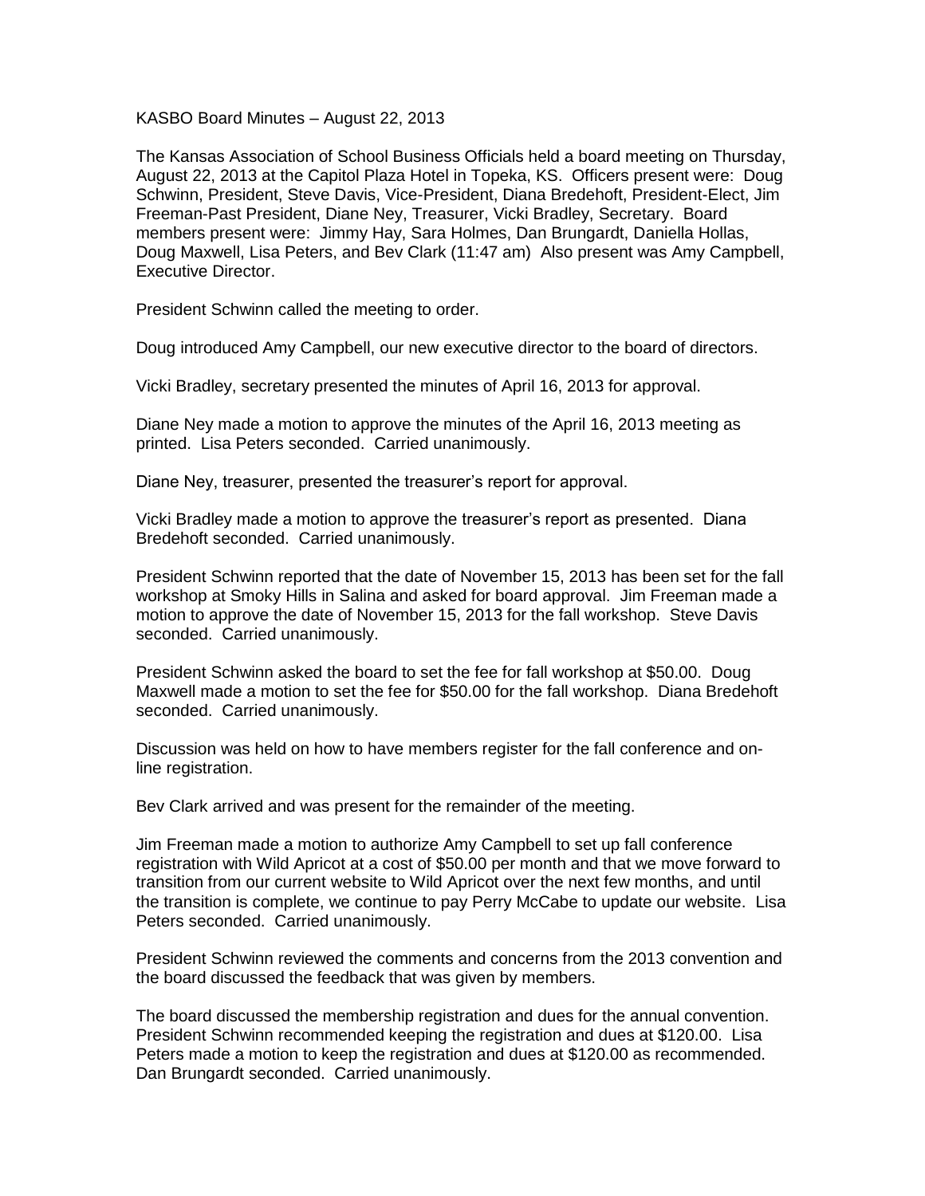KASBO Board Minutes – August 22, 2013

The Kansas Association of School Business Officials held a board meeting on Thursday, August 22, 2013 at the Capitol Plaza Hotel in Topeka, KS. Officers present were: Doug Schwinn, President, Steve Davis, Vice-President, Diana Bredehoft, President-Elect, Jim Freeman-Past President, Diane Ney, Treasurer, Vicki Bradley, Secretary. Board members present were: Jimmy Hay, Sara Holmes, Dan Brungardt, Daniella Hollas, Doug Maxwell, Lisa Peters, and Bev Clark (11:47 am) Also present was Amy Campbell, Executive Director.

President Schwinn called the meeting to order.

Doug introduced Amy Campbell, our new executive director to the board of directors.

Vicki Bradley, secretary presented the minutes of April 16, 2013 for approval.

Diane Ney made a motion to approve the minutes of the April 16, 2013 meeting as printed. Lisa Peters seconded. Carried unanimously.

Diane Ney, treasurer, presented the treasurer's report for approval.

Vicki Bradley made a motion to approve the treasurer's report as presented. Diana Bredehoft seconded. Carried unanimously.

President Schwinn reported that the date of November 15, 2013 has been set for the fall workshop at Smoky Hills in Salina and asked for board approval. Jim Freeman made a motion to approve the date of November 15, 2013 for the fall workshop. Steve Davis seconded. Carried unanimously.

President Schwinn asked the board to set the fee for fall workshop at $50.00. Doug Maxwell made a motion to set the fee for $50.00 for the fall workshop. Diana Bredehoft seconded. Carried unanimously.

Discussion was held on how to have members register for the fall conference and on-line registration.

Bev Clark arrived and was present for the remainder of the meeting.

Jim Freeman made a motion to authorize Amy Campbell to set up fall conference registration with Wild Apricot at a cost of $50.00 per month and that we move forward to transition from our current website to Wild Apricot over the next few months, and until the transition is complete, we continue to pay Perry McCabe to update our website. Lisa Peters seconded. Carried unanimously.

President Schwinn reviewed the comments and concerns from the 2013 convention and the board discussed the feedback that was given by members.

The board discussed the membership registration and dues for the annual convention. President Schwinn recommended keeping the registration and dues at $120.00. Lisa Peters made a motion to keep the registration and dues at $120.00 as recommended. Dan Brungardt seconded. Carried unanimously.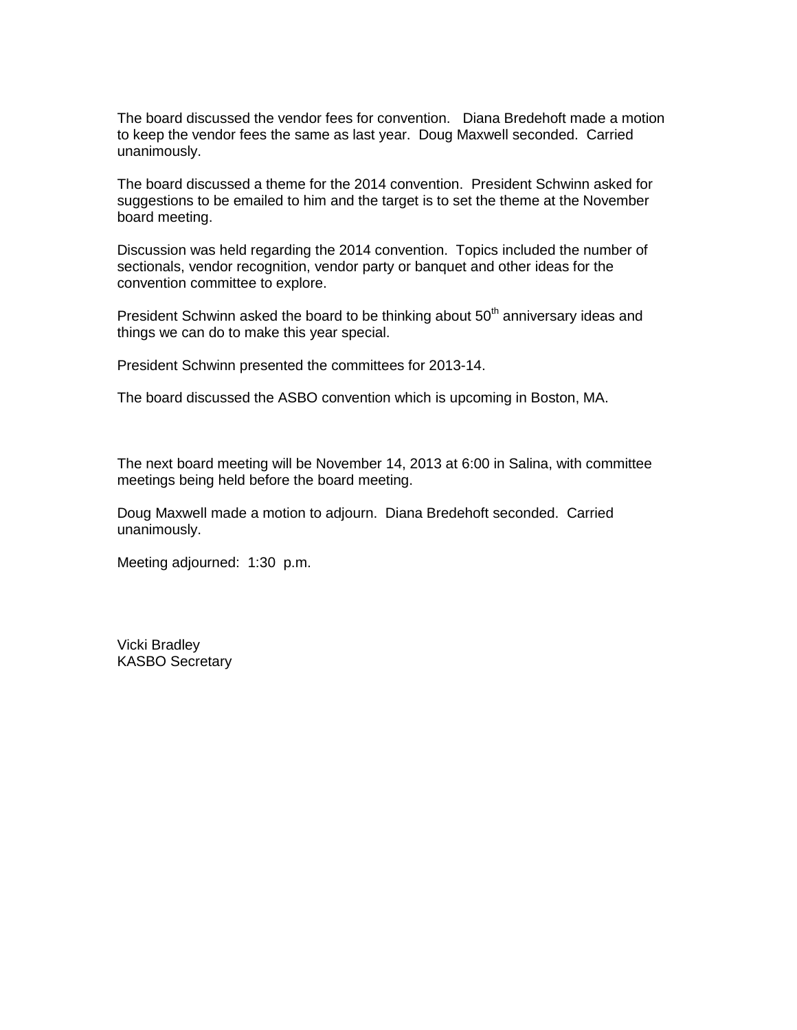The board discussed the vendor fees for convention. Diana Bredehoft made a motion to keep the vendor fees the same as last year. Doug Maxwell seconded. Carried unanimously.

The board discussed a theme for the 2014 convention. President Schwinn asked for suggestions to be emailed to him and the target is to set the theme at the November board meeting.

Discussion was held regarding the 2014 convention. Topics included the number of sectionals, vendor recognition, vendor party or banquet and other ideas for the convention committee to explore.

President Schwinn asked the board to be thinking about 50th anniversary ideas and things we can do to make this year special.

President Schwinn presented the committees for 2013-14.

The board discussed the ASBO convention which is upcoming in Boston, MA.

The next board meeting will be November 14, 2013 at 6:00 in Salina, with committee meetings being held before the board meeting.

Doug Maxwell made a motion to adjourn. Diana Bredehoft seconded. Carried unanimously.

Meeting adjourned: 1:30 p.m.

Vicki Bradley
KASBO Secretary